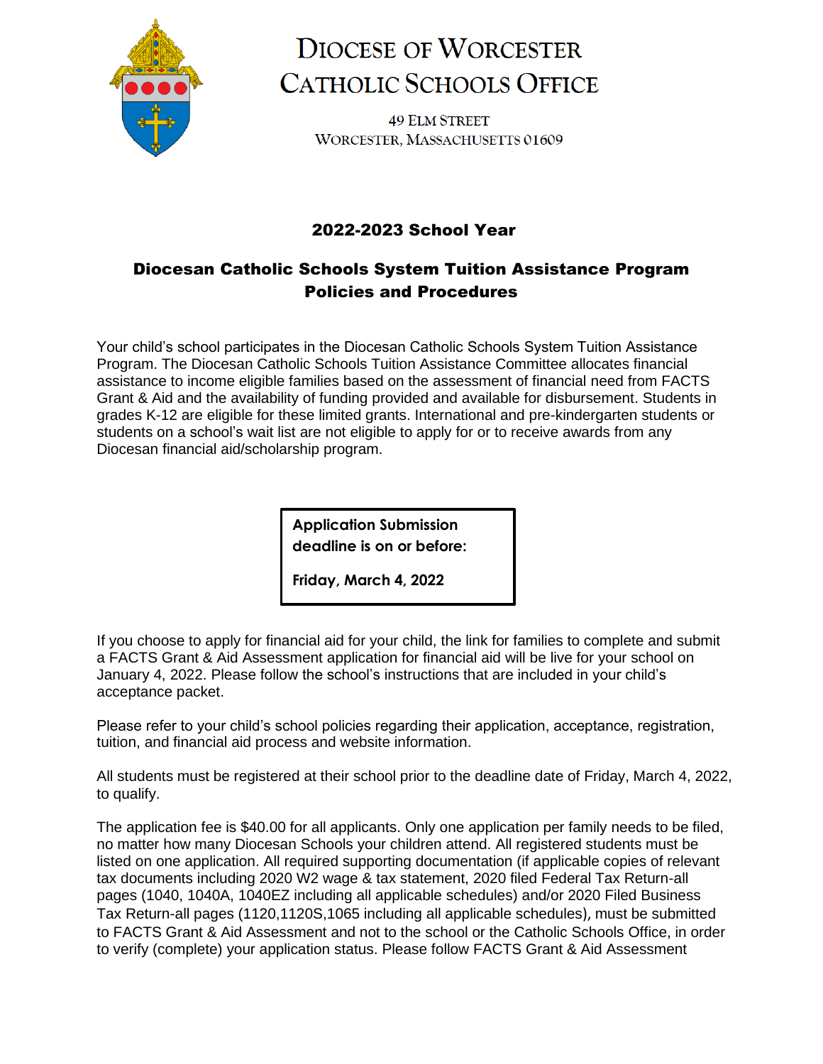# Diocese of Worcester
# Catholic Schools Office

49 Elm Street
Worcester, Massachusetts 01609

## 2022-2023 School Year

## Diocesan Catholic Schools System Tuition Assistance Program Policies and Procedures

Your child's school participates in the Diocesan Catholic Schools System Tuition Assistance Program. The Diocesan Catholic Schools Tuition Assistance Committee allocates financial assistance to income eligible families based on the assessment of financial need from FACTS Grant & Aid and the availability of funding provided and available for disbursement. Students in grades K-12 are eligible for these limited grants. International and pre-kindergarten students or students on a school's wait list are not eligible to apply for or to receive awards from any Diocesan financial aid/scholarship program.

**Application Submission deadline is on or before:**

**Friday, March 4, 2022**

If you choose to apply for financial aid for your child, the link for families to complete and submit a FACTS Grant & Aid Assessment application for financial aid will be live for your school on January 4, 2022. Please follow the school's instructions that are included in your child's acceptance packet.

Please refer to your child's school policies regarding their application, acceptance, registration, tuition, and financial aid process and website information.

All students must be registered at their school prior to the deadline date of Friday, March 4, 2022, to qualify.

The application fee is $40.00 for all applicants. Only one application per family needs to be filed, no matter how many Diocesan Schools your children attend. All registered students must be listed on one application. All required supporting documentation (if applicable copies of relevant tax documents including 2020 W2 wage & tax statement, 2020 filed Federal Tax Return-all pages (1040, 1040A, 1040EZ including all applicable schedules) and/or 2020 Filed Business Tax Return-all pages (1120,1120S,1065 including all applicable schedules), must be submitted to FACTS Grant & Aid Assessment and not to the school or the Catholic Schools Office, in order to verify (complete) your application status. Please follow FACTS Grant & Aid Assessment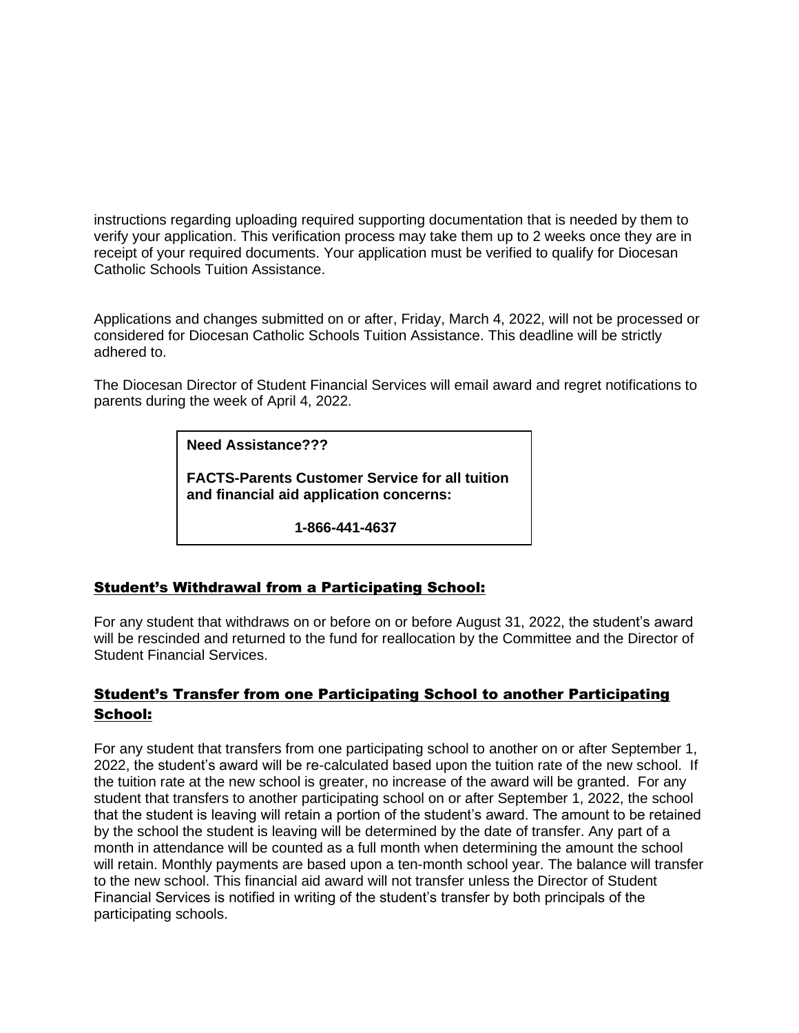instructions regarding uploading required supporting documentation that is needed by them to verify your application. This verification process may take them up to 2 weeks once they are in receipt of your required documents. Your application must be verified to qualify for Diocesan Catholic Schools Tuition Assistance.

Applications and changes submitted on or after, Friday, March 4, 2022, will not be processed or considered for Diocesan Catholic Schools Tuition Assistance. This deadline will be strictly adhered to.

The Diocesan Director of Student Financial Services will email award and regret notifications to parents during the week of April 4, 2022.

**Need Assistance???**

**FACTS-Parents Customer Service for all tuition and financial aid application concerns:**

**1-866-441-4637**

## Student's Withdrawal from a Participating School:

For any student that withdraws on or before on or before August 31, 2022, the student's award will be rescinded and returned to the fund for reallocation by the Committee and the Director of Student Financial Services.

## Student's Transfer from one Participating School to another Participating School:

For any student that transfers from one participating school to another on or after September 1, 2022, the student's award will be re-calculated based upon the tuition rate of the new school. If the tuition rate at the new school is greater, no increase of the award will be granted. For any student that transfers to another participating school on or after September 1, 2022, the school that the student is leaving will retain a portion of the student's award. The amount to be retained by the school the student is leaving will be determined by the date of transfer. Any part of a month in attendance will be counted as a full month when determining the amount the school will retain. Monthly payments are based upon a ten-month school year. The balance will transfer to the new school. This financial aid award will not transfer unless the Director of Student Financial Services is notified in writing of the student's transfer by both principals of the participating schools.